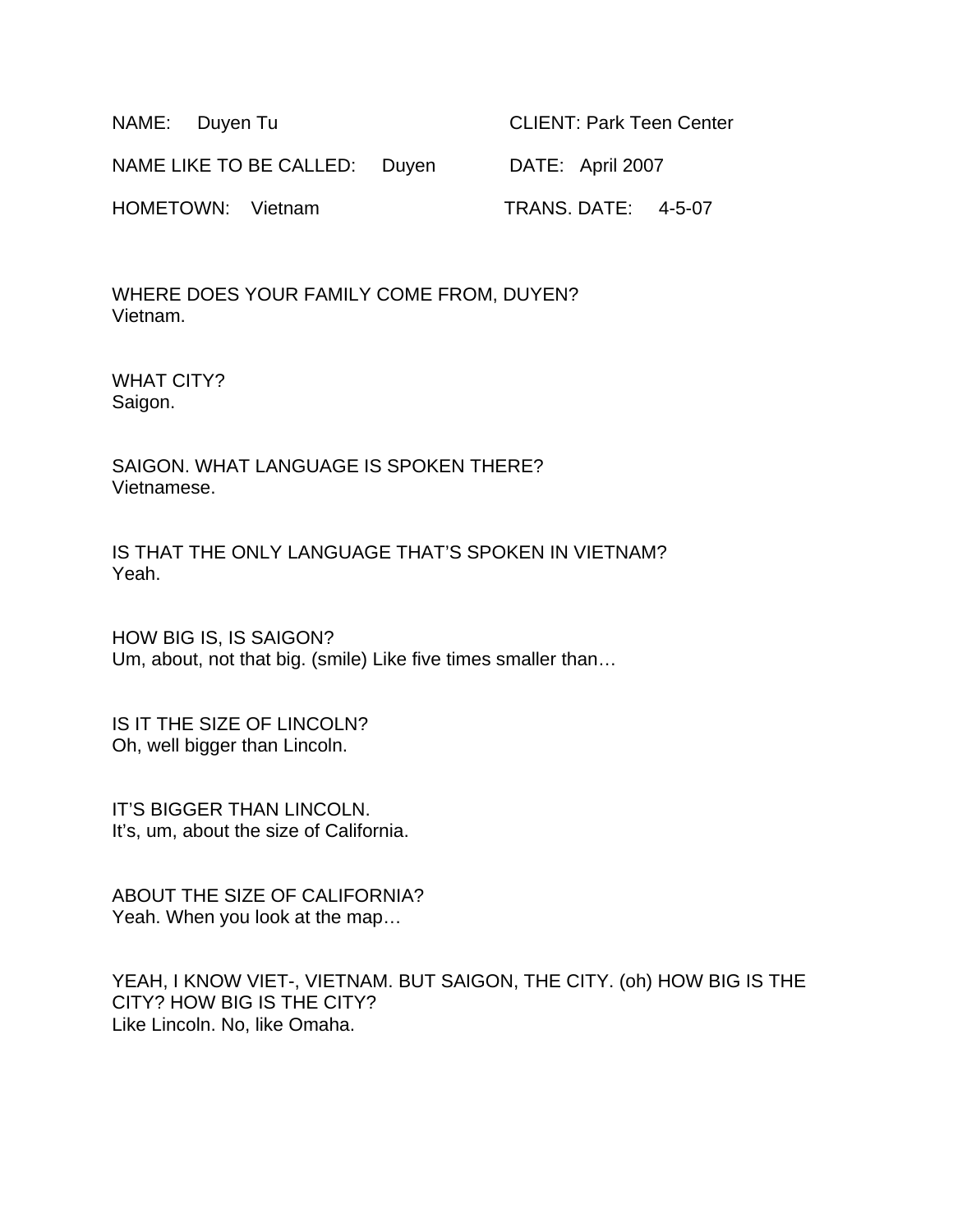NAME: Duyen Tu CLIENT: Park Teen Center

NAME LIKE TO BE CALLED: Duyen DATE: April 2007

HOMETOWN: Vietnam TRANS. DATE: 4-5-07

WHERE DOES YOUR FAMILY COME FROM, DUYEN?
Vietnam.

WHAT CITY?
Saigon.

SAIGON. WHAT LANGUAGE IS SPOKEN THERE?
Vietnamese.

IS THAT THE ONLY LANGUAGE THAT'S SPOKEN IN VIETNAM?
Yeah.

HOW BIG IS, IS SAIGON?
Um, about, not that big. (smile) Like five times smaller than…

IS IT THE SIZE OF LINCOLN?
Oh, well bigger than Lincoln.

IT'S BIGGER THAN LINCOLN.
It's, um, about the size of California.

ABOUT THE SIZE OF CALIFORNIA?
Yeah. When you look at the map…

YEAH, I KNOW VIET-, VIETNAM. BUT SAIGON, THE CITY. (oh) HOW BIG IS THE CITY? HOW BIG IS THE CITY?
Like Lincoln. No, like Omaha.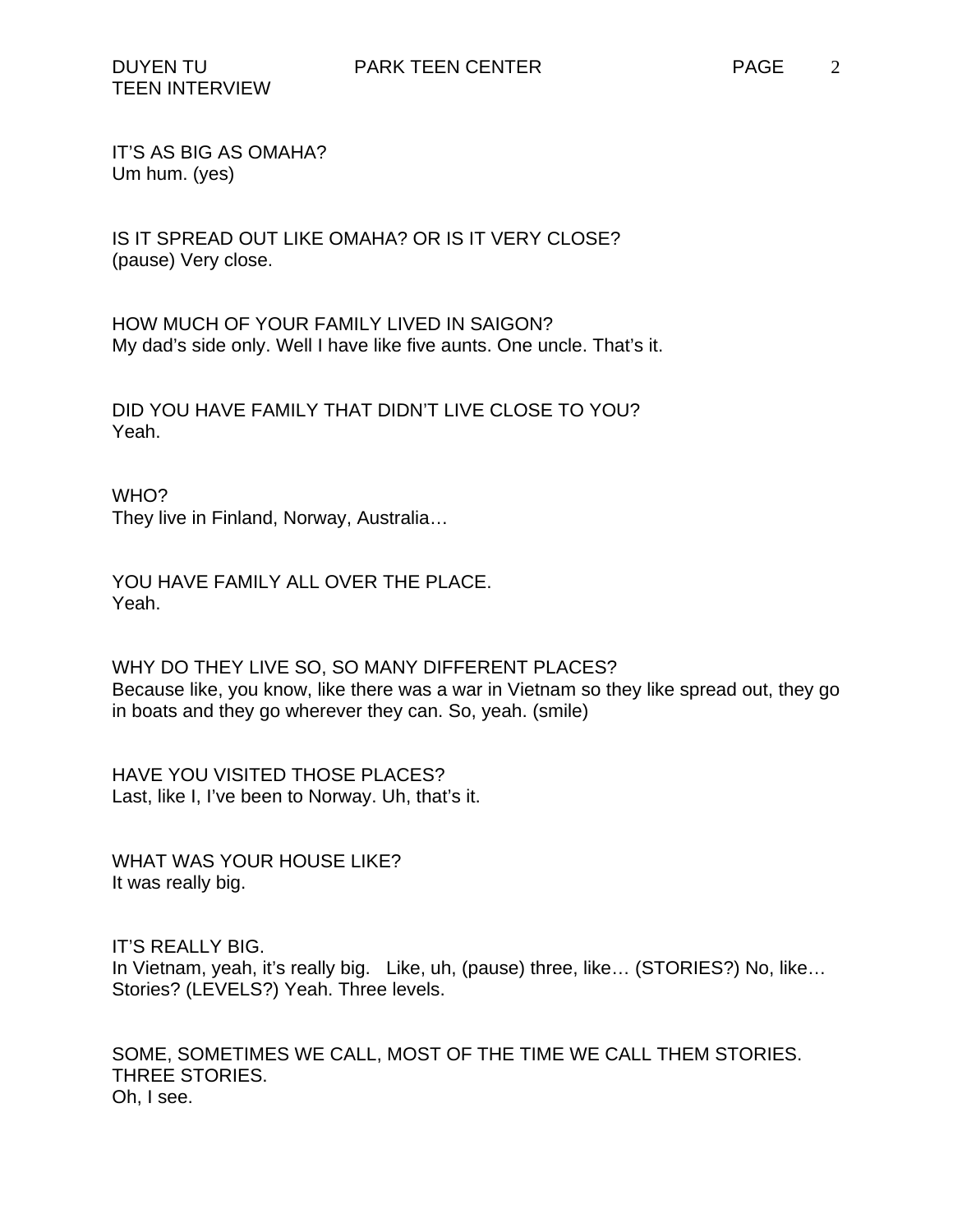IT'S AS BIG AS OMAHA?
Um hum. (yes)

IS IT SPREAD OUT LIKE OMAHA? OR IS IT VERY CLOSE?
(pause) Very close.

HOW MUCH OF YOUR FAMILY LIVED IN SAIGON?
My dad's side only. Well I have like five aunts. One uncle. That's it.

DID YOU HAVE FAMILY THAT DIDN'T LIVE CLOSE TO YOU?
Yeah.

WHO?
They live in Finland, Norway, Australia…

YOU HAVE FAMILY ALL OVER THE PLACE.
Yeah.

WHY DO THEY LIVE SO, SO MANY DIFFERENT PLACES?
Because like, you know, like there was a war in Vietnam so they like spread out, they go in boats and they go wherever they can. So, yeah. (smile)

HAVE YOU VISITED THOSE PLACES?
Last, like I, I've been to Norway. Uh, that's it.

WHAT WAS YOUR HOUSE LIKE?
It was really big.

IT'S REALLY BIG.
In Vietnam, yeah, it's really big. Like, uh, (pause) three, like… (STORIES?) No, like… Stories? (LEVELS?) Yeah. Three levels.

SOME, SOMETIMES WE CALL, MOST OF THE TIME WE CALL THEM STORIES. THREE STORIES.
Oh, I see.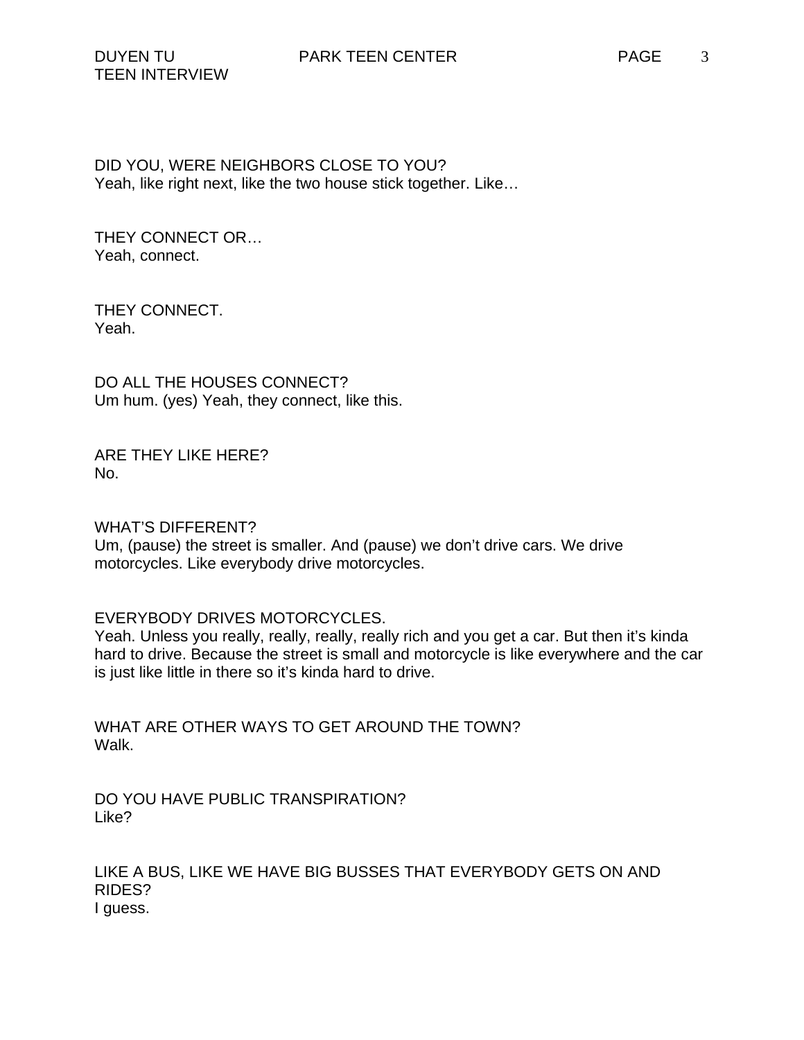DID YOU, WERE NEIGHBORS CLOSE TO YOU?
Yeah, like right next, like the two house stick together. Like…

THEY CONNECT OR…
Yeah, connect.

THEY CONNECT.
Yeah.

DO ALL THE HOUSES CONNECT?
Um hum. (yes) Yeah, they connect, like this.

ARE THEY LIKE HERE?
No.

WHAT'S DIFFERENT?
Um, (pause) the street is smaller. And (pause) we don't drive cars. We drive motorcycles. Like everybody drive motorcycles.

EVERYBODY DRIVES MOTORCYCLES.
Yeah. Unless you really, really, really, really rich and you get a car. But then it's kinda hard to drive. Because the street is small and motorcycle is like everywhere and the car is just like little in there so it's kinda hard to drive.

WHAT ARE OTHER WAYS TO GET AROUND THE TOWN?
Walk.

DO YOU HAVE PUBLIC TRANSPIRATION?
Like?

LIKE A BUS, LIKE WE HAVE BIG BUSSES THAT EVERYBODY GETS ON AND RIDES?
I guess.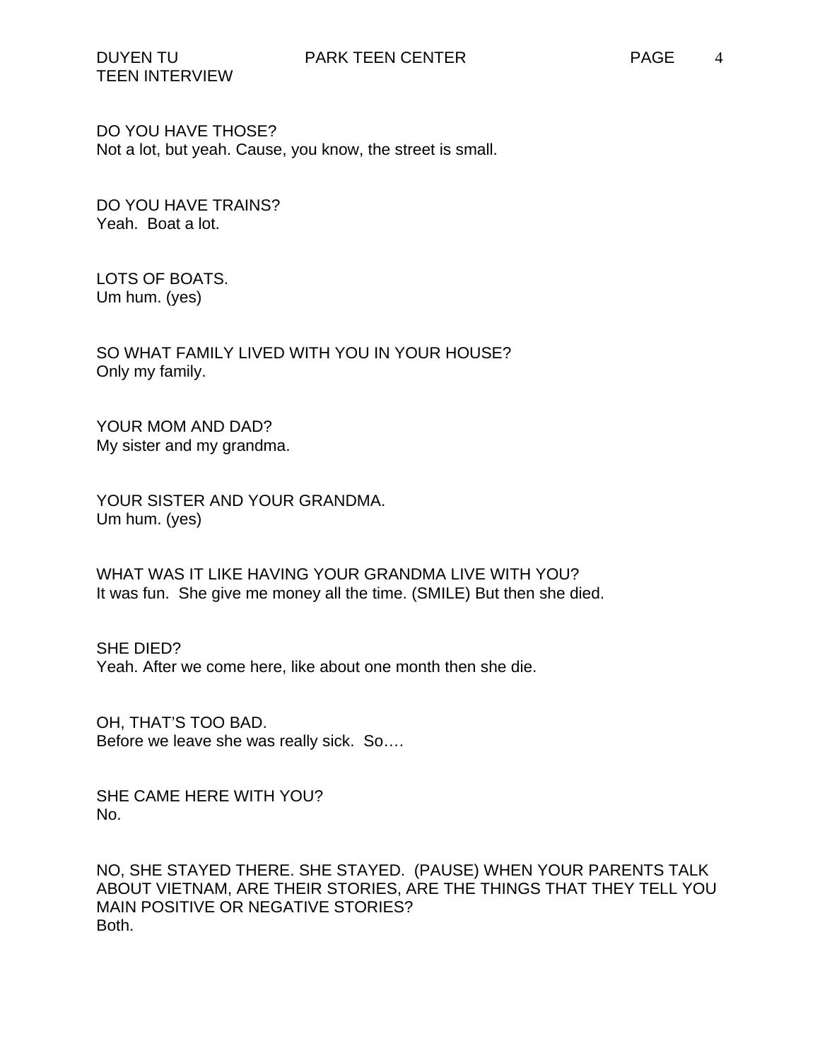DO YOU HAVE THOSE?
Not a lot, but yeah. Cause, you know, the street is small.

DO YOU HAVE TRAINS?
Yeah. Boat a lot.

LOTS OF BOATS.
Um hum. (yes)

SO WHAT FAMILY LIVED WITH YOU IN YOUR HOUSE?
Only my family.

YOUR MOM AND DAD?
My sister and my grandma.

YOUR SISTER AND YOUR GRANDMA.
Um hum. (yes)

WHAT WAS IT LIKE HAVING YOUR GRANDMA LIVE WITH YOU?
It was fun. She give me money all the time. (SMILE) But then she died.

SHE DIED?
Yeah. After we come here, like about one month then she die.

OH, THAT'S TOO BAD.
Before we leave she was really sick. So….

SHE CAME HERE WITH YOU?
No.

NO, SHE STAYED THERE. SHE STAYED. (PAUSE) WHEN YOUR PARENTS TALK ABOUT VIETNAM, ARE THEIR STORIES, ARE THE THINGS THAT THEY TELL YOU MAIN POSITIVE OR NEGATIVE STORIES?
Both.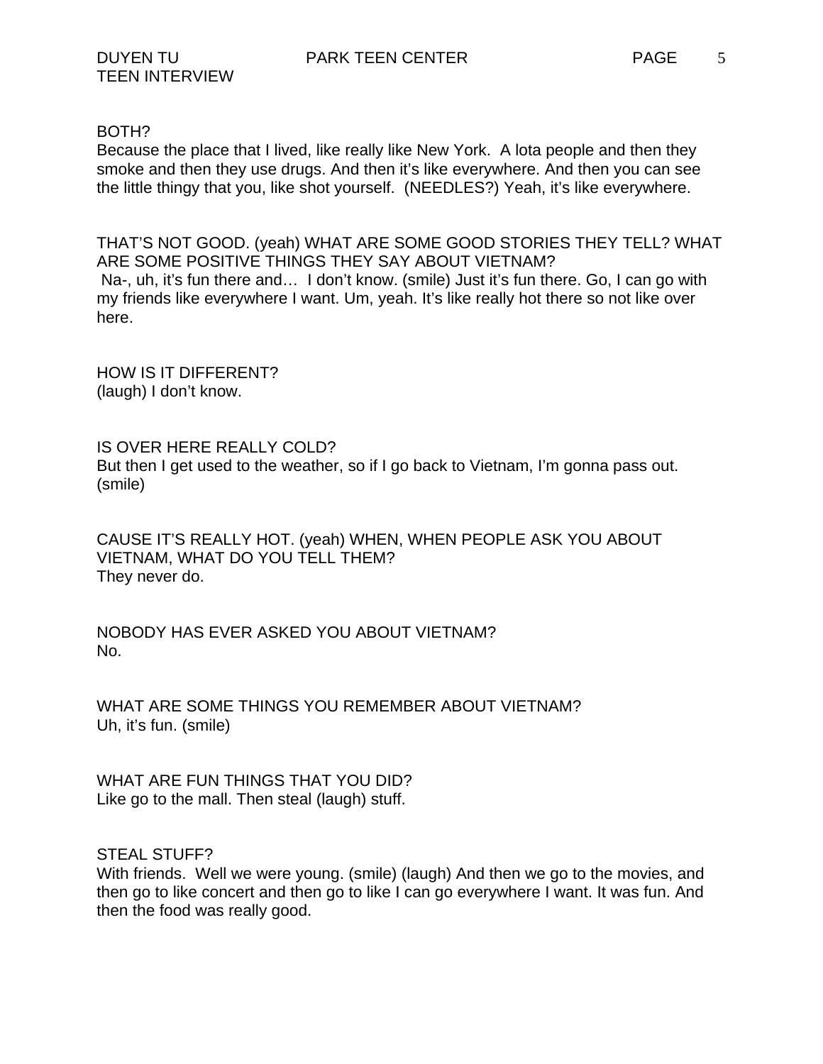BOTH?
Because the place that I lived, like really like New York. A lota people and then they smoke and then they use drugs. And then it's like everywhere. And then you can see the little thingy that you, like shot yourself. (NEEDLES?) Yeah, it's like everywhere.

THAT'S NOT GOOD. (yeah) WHAT ARE SOME GOOD STORIES THEY TELL? WHAT ARE SOME POSITIVE THINGS THEY SAY ABOUT VIETNAM?
Na-, uh, it's fun there and… I don't know. (smile) Just it's fun there. Go, I can go with my friends like everywhere I want. Um, yeah. It's like really hot there so not like over here.

HOW IS IT DIFFERENT?
(laugh) I don't know.

IS OVER HERE REALLY COLD?
But then I get used to the weather, so if I go back to Vietnam, I'm gonna pass out. (smile)

CAUSE IT'S REALLY HOT. (yeah) WHEN, WHEN PEOPLE ASK YOU ABOUT VIETNAM, WHAT DO YOU TELL THEM?
They never do.

NOBODY HAS EVER ASKED YOU ABOUT VIETNAM?
No.

WHAT ARE SOME THINGS YOU REMEMBER ABOUT VIETNAM?
Uh, it's fun. (smile)

WHAT ARE FUN THINGS THAT YOU DID?
Like go to the mall. Then steal (laugh) stuff.

STEAL STUFF?
With friends. Well we were young. (smile) (laugh) And then we go to the movies, and then go to like concert and then go to like I can go everywhere I want. It was fun. And then the food was really good.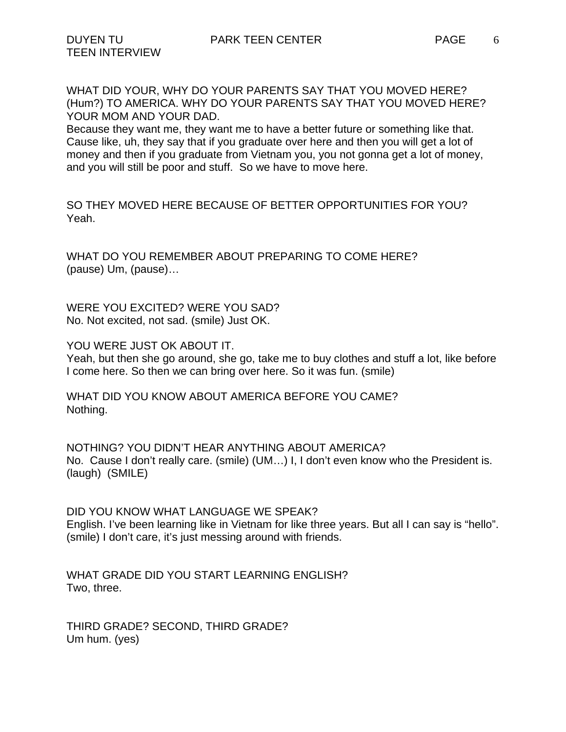WHAT DID YOUR, WHY DO YOUR PARENTS SAY THAT YOU MOVED HERE? (Hum?) TO AMERICA. WHY DO YOUR PARENTS SAY THAT YOU MOVED HERE? YOUR MOM AND YOUR DAD.
Because they want me, they want me to have a better future or something like that. Cause like, uh, they say that if you graduate over here and then you will get a lot of money and then if you graduate from Vietnam you, you not gonna get a lot of money, and you will still be poor and stuff. So we have to move here.

SO THEY MOVED HERE BECAUSE OF BETTER OPPORTUNITIES FOR YOU?
Yeah.

WHAT DO YOU REMEMBER ABOUT PREPARING TO COME HERE?
(pause) Um, (pause)…

WERE YOU EXCITED? WERE YOU SAD?
No. Not excited, not sad. (smile) Just OK.

YOU WERE JUST OK ABOUT IT.
Yeah, but then she go around, she go, take me to buy clothes and stuff a lot, like before I come here. So then we can bring over here. So it was fun. (smile)

WHAT DID YOU KNOW ABOUT AMERICA BEFORE YOU CAME?
Nothing.

NOTHING? YOU DIDN'T HEAR ANYTHING ABOUT AMERICA?
No. Cause I don't really care. (smile) (UM…) I, I don't even know who the President is. (laugh) (SMILE)

DID YOU KNOW WHAT LANGUAGE WE SPEAK?
English. I've been learning like in Vietnam for like three years. But all I can say is "hello". (smile) I don't care, it's just messing around with friends.

WHAT GRADE DID YOU START LEARNING ENGLISH?
Two, three.

THIRD GRADE? SECOND, THIRD GRADE?
Um hum. (yes)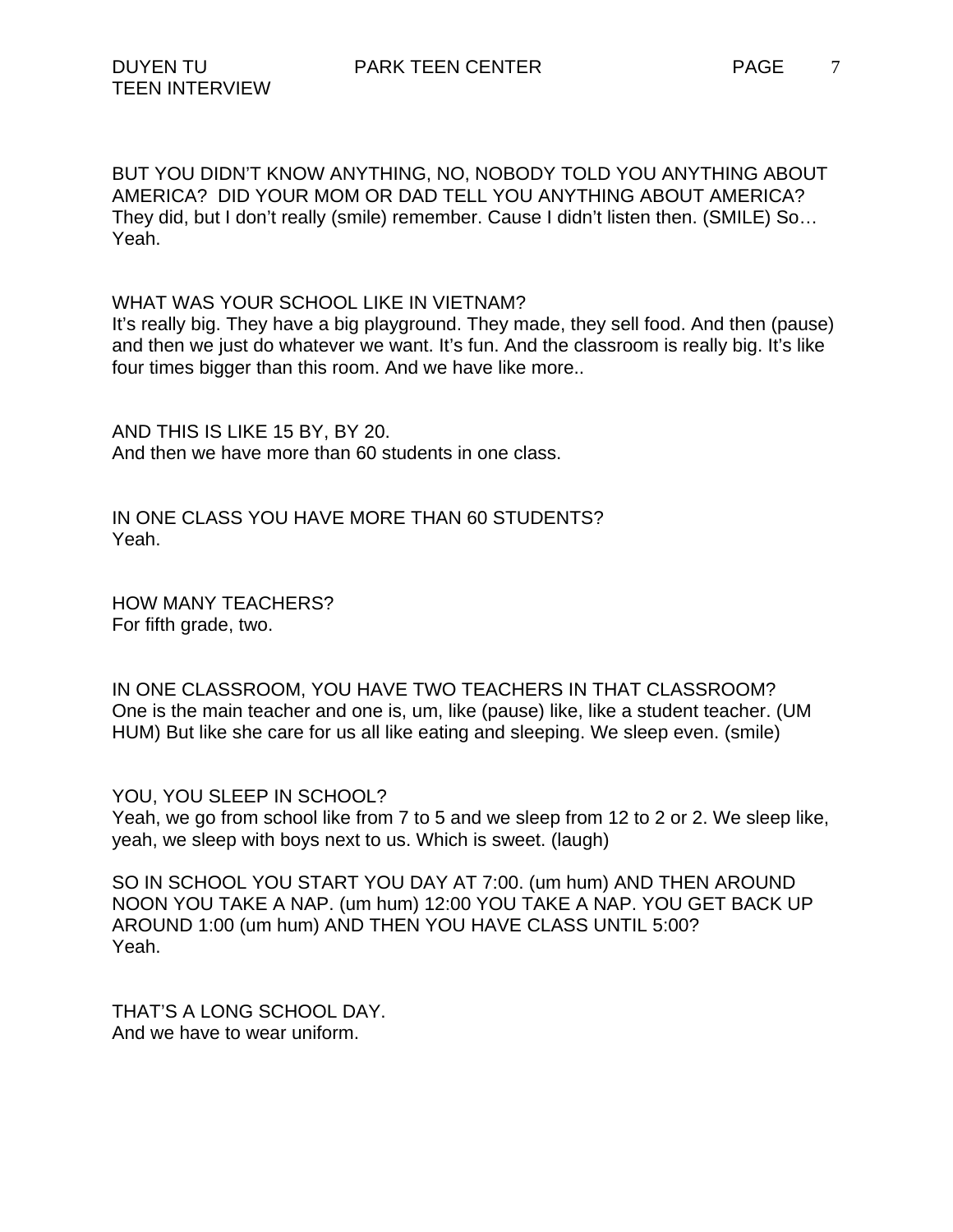BUT YOU DIDN'T KNOW ANYTHING, NO, NOBODY TOLD YOU ANYTHING ABOUT AMERICA? DID YOUR MOM OR DAD TELL YOU ANYTHING ABOUT AMERICA?
They did, but I don't really (smile) remember. Cause I didn't listen then. (SMILE) So… Yeah.

WHAT WAS YOUR SCHOOL LIKE IN VIETNAM?
It's really big. They have a big playground. They made, they sell food. And then (pause) and then we just do whatever we want. It's fun. And the classroom is really big. It's like four times bigger than this room. And we have like more..

AND THIS IS LIKE 15 BY, BY 20.
And then we have more than 60 students in one class.

IN ONE CLASS YOU HAVE MORE THAN 60 STUDENTS?
Yeah.

HOW MANY TEACHERS?
For fifth grade, two.

IN ONE CLASSROOM, YOU HAVE TWO TEACHERS IN THAT CLASSROOM?
One is the main teacher and one is, um, like (pause) like, like a student teacher. (UM HUM) But like she care for us all like eating and sleeping. We sleep even. (smile)

YOU, YOU SLEEP IN SCHOOL?
Yeah, we go from school like from 7 to 5 and we sleep from 12 to 2 or 2. We sleep like, yeah, we sleep with boys next to us. Which is sweet. (laugh)

SO IN SCHOOL YOU START YOU DAY AT 7:00. (um hum) AND THEN AROUND NOON YOU TAKE A NAP. (um hum) 12:00 YOU TAKE A NAP. YOU GET BACK UP AROUND 1:00 (um hum) AND THEN YOU HAVE CLASS UNTIL 5:00?
Yeah.

THAT'S A LONG SCHOOL DAY.
And we have to wear uniform.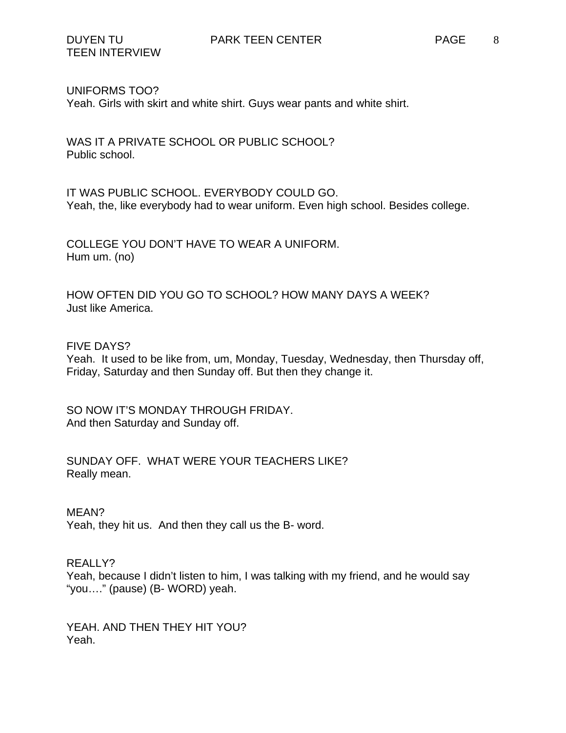UNIFORMS TOO?
Yeah. Girls with skirt and white shirt. Guys wear pants and white shirt.

WAS IT A PRIVATE SCHOOL OR PUBLIC SCHOOL?
Public school.

IT WAS PUBLIC SCHOOL. EVERYBODY COULD GO.
Yeah, the, like everybody had to wear uniform. Even high school. Besides college.

COLLEGE YOU DON'T HAVE TO WEAR A UNIFORM.
Hum um. (no)

HOW OFTEN DID YOU GO TO SCHOOL? HOW MANY DAYS A WEEK?
Just like America.

FIVE DAYS?
Yeah.  It used to be like from, um, Monday, Tuesday, Wednesday, then Thursday off, Friday, Saturday and then Sunday off. But then they change it.

SO NOW IT'S MONDAY THROUGH FRIDAY.
And then Saturday and Sunday off.

SUNDAY OFF.  WHAT WERE YOUR TEACHERS LIKE?
Really mean.

MEAN?
Yeah, they hit us.  And then they call us the B- word.

REALLY?
Yeah, because I didn't listen to him, I was talking with my friend, and he would say "you…." (pause) (B- WORD) yeah.

YEAH. AND THEN THEY HIT YOU?
Yeah.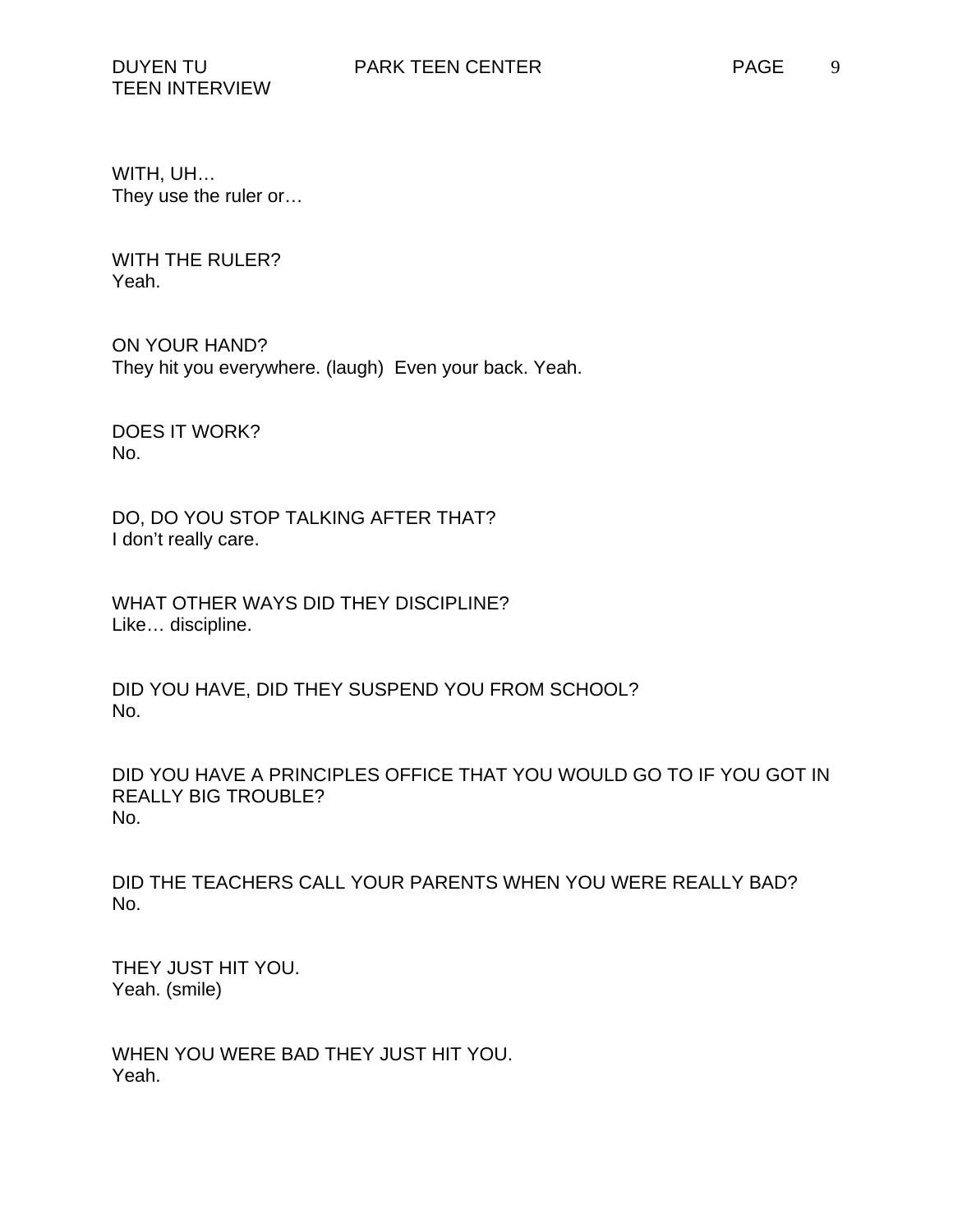WITH, UH…
They use the ruler or…

WITH THE RULER?
Yeah.

ON YOUR HAND?
They hit you everywhere. (laugh)  Even your back. Yeah.

DOES IT WORK?
No.

DO, DO YOU STOP TALKING AFTER THAT?
I don't really care.

WHAT OTHER WAYS DID THEY DISCIPLINE?
Like… discipline.

DID YOU HAVE, DID THEY SUSPEND YOU FROM SCHOOL?
No.

DID YOU HAVE A PRINCIPLES OFFICE THAT YOU WOULD GO TO IF YOU GOT IN REALLY BIG TROUBLE?
No.

DID THE TEACHERS CALL YOUR PARENTS WHEN YOU WERE REALLY BAD?
No.

THEY JUST HIT YOU.
Yeah. (smile)

WHEN YOU WERE BAD THEY JUST HIT YOU.
Yeah.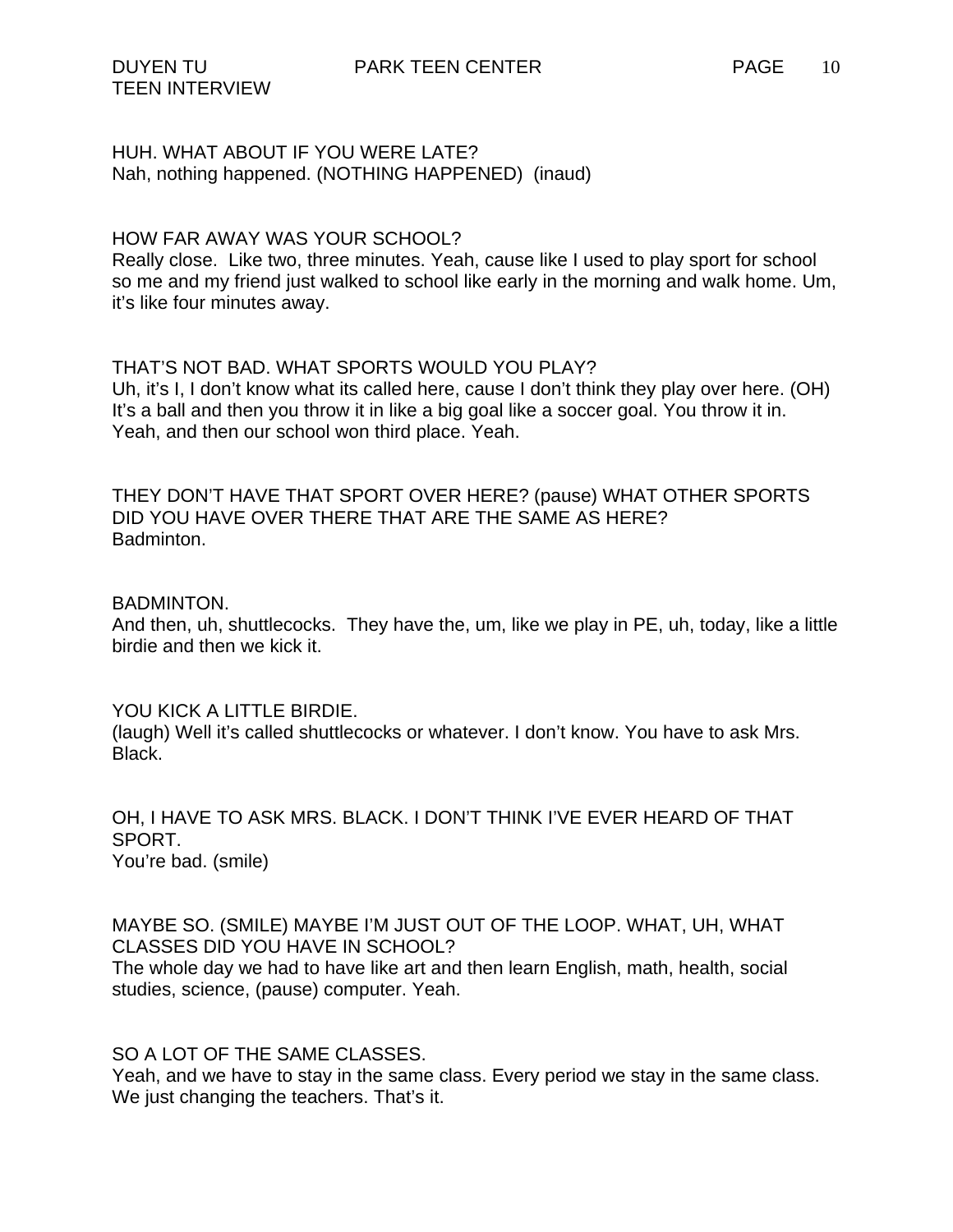HUH. WHAT ABOUT IF YOU WERE LATE?
Nah, nothing happened. (NOTHING HAPPENED) (inaud)

HOW FAR AWAY WAS YOUR SCHOOL?
Really close. Like two, three minutes. Yeah, cause like I used to play sport for school so me and my friend just walked to school like early in the morning and walk home. Um, it's like four minutes away.

THAT'S NOT BAD. WHAT SPORTS WOULD YOU PLAY?
Uh, it's I, I don't know what its called here, cause I don't think they play over here. (OH) It's a ball and then you throw it in like a big goal like a soccer goal. You throw it in. Yeah, and then our school won third place. Yeah.

THEY DON'T HAVE THAT SPORT OVER HERE? (pause) WHAT OTHER SPORTS DID YOU HAVE OVER THERE THAT ARE THE SAME AS HERE?
Badminton.

BADMINTON.
And then, uh, shuttlecocks. They have the, um, like we play in PE, uh, today, like a little birdie and then we kick it.

YOU KICK A LITTLE BIRDIE.
(laugh) Well it's called shuttlecocks or whatever. I don't know. You have to ask Mrs. Black.

OH, I HAVE TO ASK MRS. BLACK. I DON'T THINK I'VE EVER HEARD OF THAT SPORT.
You're bad. (smile)

MAYBE SO. (SMILE) MAYBE I'M JUST OUT OF THE LOOP. WHAT, UH, WHAT CLASSES DID YOU HAVE IN SCHOOL?
The whole day we had to have like art and then learn English, math, health, social studies, science, (pause) computer. Yeah.

SO A LOT OF THE SAME CLASSES.
Yeah, and we have to stay in the same class. Every period we stay in the same class. We just changing the teachers. That's it.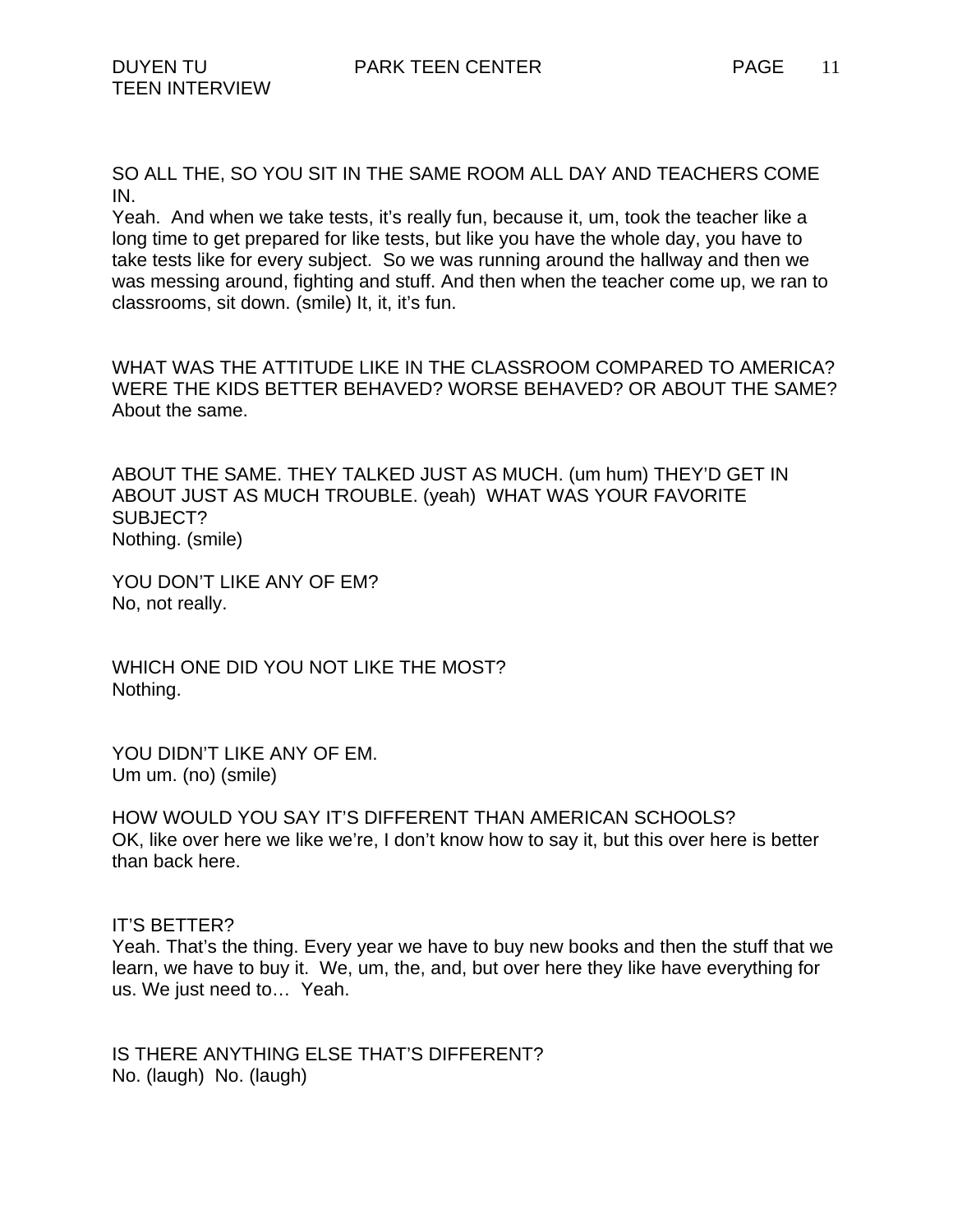SO ALL THE, SO YOU SIT IN THE SAME ROOM ALL DAY AND TEACHERS COME IN.
Yeah. And when we take tests, it's really fun, because it, um, took the teacher like a long time to get prepared for like tests, but like you have the whole day, you have to take tests like for every subject. So we was running around the hallway and then we was messing around, fighting and stuff. And then when the teacher come up, we ran to classrooms, sit down. (smile) It, it, it's fun.

WHAT WAS THE ATTITUDE LIKE IN THE CLASSROOM COMPARED TO AMERICA? WERE THE KIDS BETTER BEHAVED? WORSE BEHAVED? OR ABOUT THE SAME?
About the same.

ABOUT THE SAME. THEY TALKED JUST AS MUCH. (um hum) THEY'D GET IN ABOUT JUST AS MUCH TROUBLE. (yeah) WHAT WAS YOUR FAVORITE SUBJECT?
Nothing. (smile)

YOU DON'T LIKE ANY OF EM?
No, not really.

WHICH ONE DID YOU NOT LIKE THE MOST?
Nothing.

YOU DIDN'T LIKE ANY OF EM.
Um um. (no) (smile)

HOW WOULD YOU SAY IT'S DIFFERENT THAN AMERICAN SCHOOLS?
OK, like over here we like we're, I don't know how to say it, but this over here is better than back here.

IT'S BETTER?
Yeah. That's the thing. Every year we have to buy new books and then the stuff that we learn, we have to buy it. We, um, the, and, but over here they like have everything for us. We just need to… Yeah.

IS THERE ANYTHING ELSE THAT'S DIFFERENT?
No. (laugh) No. (laugh)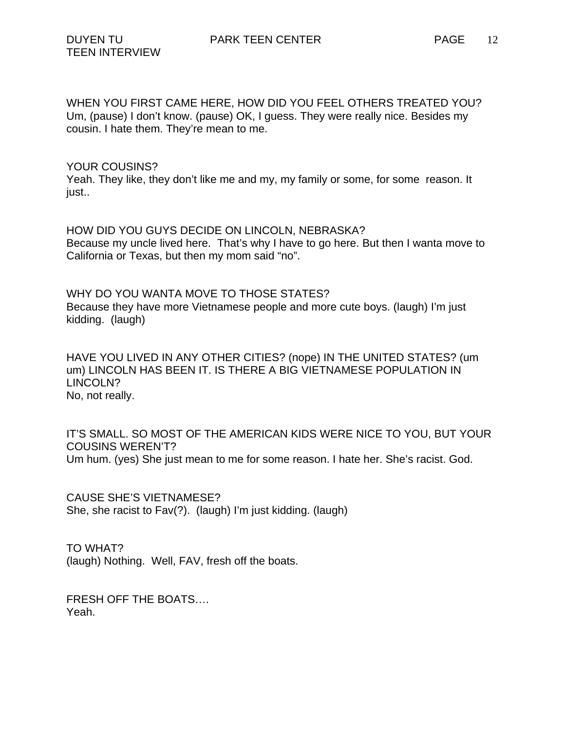WHEN YOU FIRST CAME HERE, HOW DID YOU FEEL OTHERS TREATED YOU?
Um, (pause) I don't know. (pause) OK, I guess. They were really nice. Besides my cousin. I hate them. They're mean to me.

YOUR COUSINS?
Yeah. They like, they don't like me and my, my family or some, for some reason. It just..

HOW DID YOU GUYS DECIDE ON LINCOLN, NEBRASKA?
Because my uncle lived here. That's why I have to go here. But then I wanta move to California or Texas, but then my mom said "no".

WHY DO YOU WANTA MOVE TO THOSE STATES?
Because they have more Vietnamese people and more cute boys. (laugh) I'm just kidding. (laugh)

HAVE YOU LIVED IN ANY OTHER CITIES? (nope) IN THE UNITED STATES? (um um) LINCOLN HAS BEEN IT. IS THERE A BIG VIETNAMESE POPULATION IN LINCOLN?
No, not really.

IT'S SMALL. SO MOST OF THE AMERICAN KIDS WERE NICE TO YOU, BUT YOUR COUSINS WEREN'T?
Um hum. (yes) She just mean to me for some reason. I hate her. She's racist. God.

CAUSE SHE'S VIETNAMESE?
She, she racist to Fav(?). (laugh) I'm just kidding. (laugh)

TO WHAT?
(laugh) Nothing. Well, FAV, fresh off the boats.

FRESH OFF THE BOATS….
Yeah.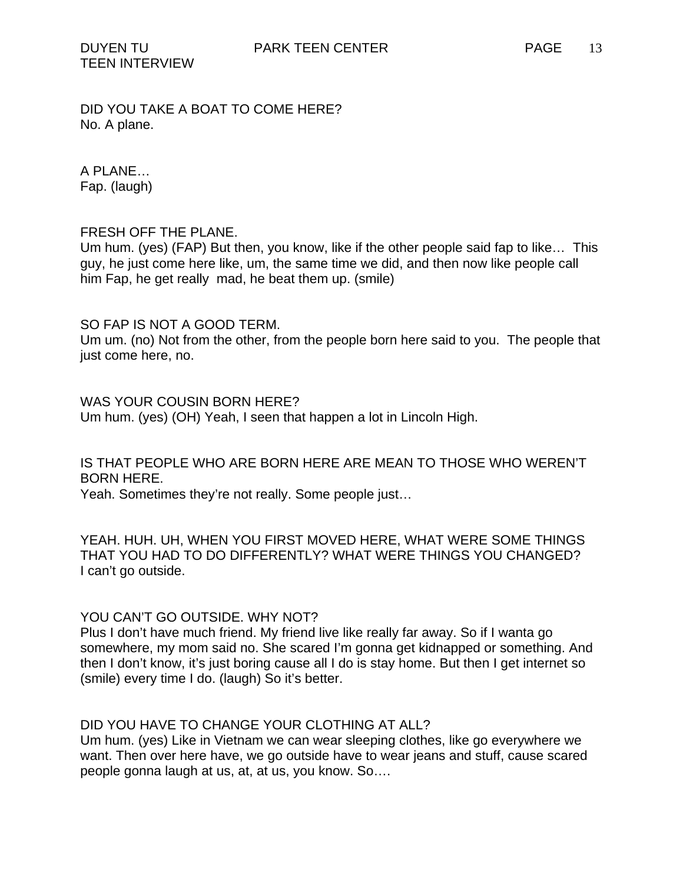DID YOU TAKE A BOAT TO COME HERE?
No. A plane.

A PLANE…
Fap. (laugh)

FRESH OFF THE PLANE.
Um hum. (yes) (FAP) But then, you know, like if the other people said fap to like… This guy, he just come here like, um, the same time we did, and then now like people call him Fap, he get really mad, he beat them up. (smile)

SO FAP IS NOT A GOOD TERM.
Um um. (no) Not from the other, from the people born here said to you. The people that just come here, no.

WAS YOUR COUSIN BORN HERE?
Um hum. (yes) (OH) Yeah, I seen that happen a lot in Lincoln High.

IS THAT PEOPLE WHO ARE BORN HERE ARE MEAN TO THOSE WHO WEREN'T BORN HERE.
Yeah. Sometimes they're not really. Some people just…

YEAH. HUH. UH, WHEN YOU FIRST MOVED HERE, WHAT WERE SOME THINGS THAT YOU HAD TO DO DIFFERENTLY? WHAT WERE THINGS YOU CHANGED?
I can't go outside.

YOU CAN'T GO OUTSIDE. WHY NOT?
Plus I don't have much friend. My friend live like really far away. So if I wanta go somewhere, my mom said no. She scared I'm gonna get kidnapped or something. And then I don't know, it's just boring cause all I do is stay home. But then I get internet so (smile) every time I do. (laugh) So it's better.

DID YOU HAVE TO CHANGE YOUR CLOTHING AT ALL?
Um hum. (yes) Like in Vietnam we can wear sleeping clothes, like go everywhere we want. Then over here have, we go outside have to wear jeans and stuff, cause scared people gonna laugh at us, at, at us, you know. So….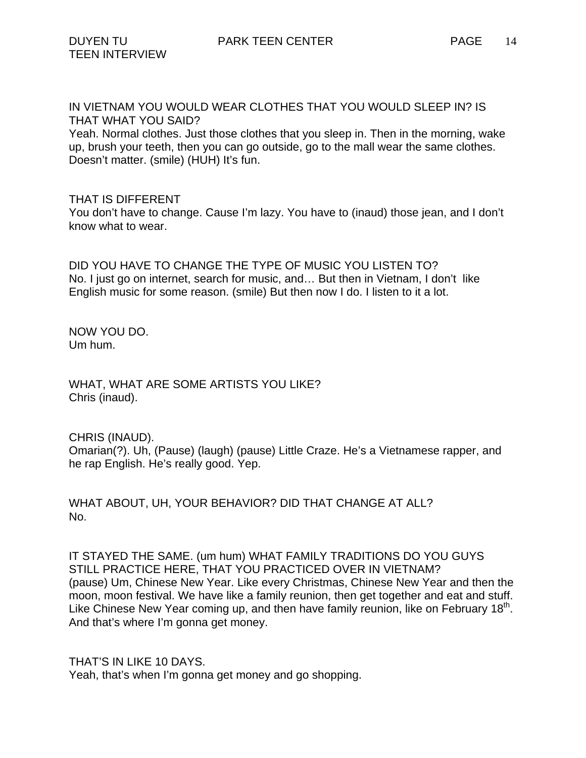IN VIETNAM YOU WOULD WEAR CLOTHES THAT YOU WOULD SLEEP IN? IS THAT WHAT YOU SAID?
Yeah. Normal clothes. Just those clothes that you sleep in. Then in the morning, wake up, brush your teeth, then you can go outside, go to the mall wear the same clothes. Doesn't matter. (smile) (HUH) It's fun.

THAT IS DIFFERENT
You don't have to change. Cause I'm lazy. You have to (inaud) those jean, and I don't know what to wear.

DID YOU HAVE TO CHANGE THE TYPE OF MUSIC YOU LISTEN TO?
No. I just go on internet, search for music, and… But then in Vietnam, I don't like English music for some reason. (smile) But then now I do. I listen to it a lot.

NOW YOU DO.
Um hum.

WHAT, WHAT ARE SOME ARTISTS YOU LIKE?
Chris (inaud).

CHRIS (INAUD).
Omarian(?). Uh, (Pause) (laugh) (pause) Little Craze. He's a Vietnamese rapper, and he rap English. He's really good. Yep.

WHAT ABOUT, UH, YOUR BEHAVIOR? DID THAT CHANGE AT ALL?
No.

IT STAYED THE SAME. (um hum) WHAT FAMILY TRADITIONS DO YOU GUYS STILL PRACTICE HERE, THAT YOU PRACTICED OVER IN VIETNAM?
(pause) Um, Chinese New Year. Like every Christmas, Chinese New Year and then the moon, moon festival. We have like a family reunion, then get together and eat and stuff. Like Chinese New Year coming up, and then have family reunion, like on February 18th. And that's where I'm gonna get money.

THAT'S IN LIKE 10 DAYS.
Yeah, that's when I'm gonna get money and go shopping.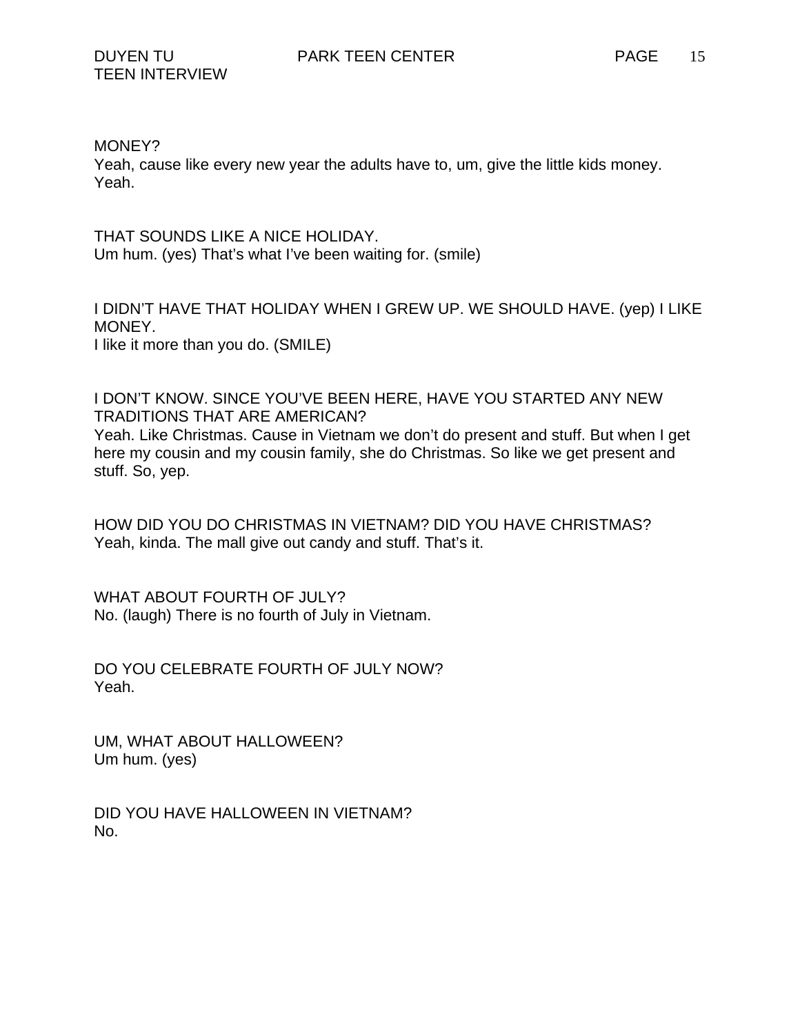MONEY?
Yeah, cause like every new year the adults have to, um, give the little kids money. Yeah.

THAT SOUNDS LIKE A NICE HOLIDAY.
Um hum. (yes) That's what I've been waiting for. (smile)

I DIDN'T HAVE THAT HOLIDAY WHEN I GREW UP. WE SHOULD HAVE. (yep) I LIKE MONEY.
I like it more than you do. (SMILE)

I DON'T KNOW. SINCE YOU'VE BEEN HERE, HAVE YOU STARTED ANY NEW TRADITIONS THAT ARE AMERICAN?
Yeah. Like Christmas. Cause in Vietnam we don't do present and stuff. But when I get here my cousin and my cousin family, she do Christmas. So like we get present and stuff. So, yep.

HOW DID YOU DO CHRISTMAS IN VIETNAM? DID YOU HAVE CHRISTMAS?
Yeah, kinda. The mall give out candy and stuff. That's it.

WHAT ABOUT FOURTH OF JULY?
No. (laugh) There is no fourth of July in Vietnam.

DO YOU CELEBRATE FOURTH OF JULY NOW?
Yeah.

UM, WHAT ABOUT HALLOWEEN?
Um hum. (yes)

DID YOU HAVE HALLOWEEN IN VIETNAM?
No.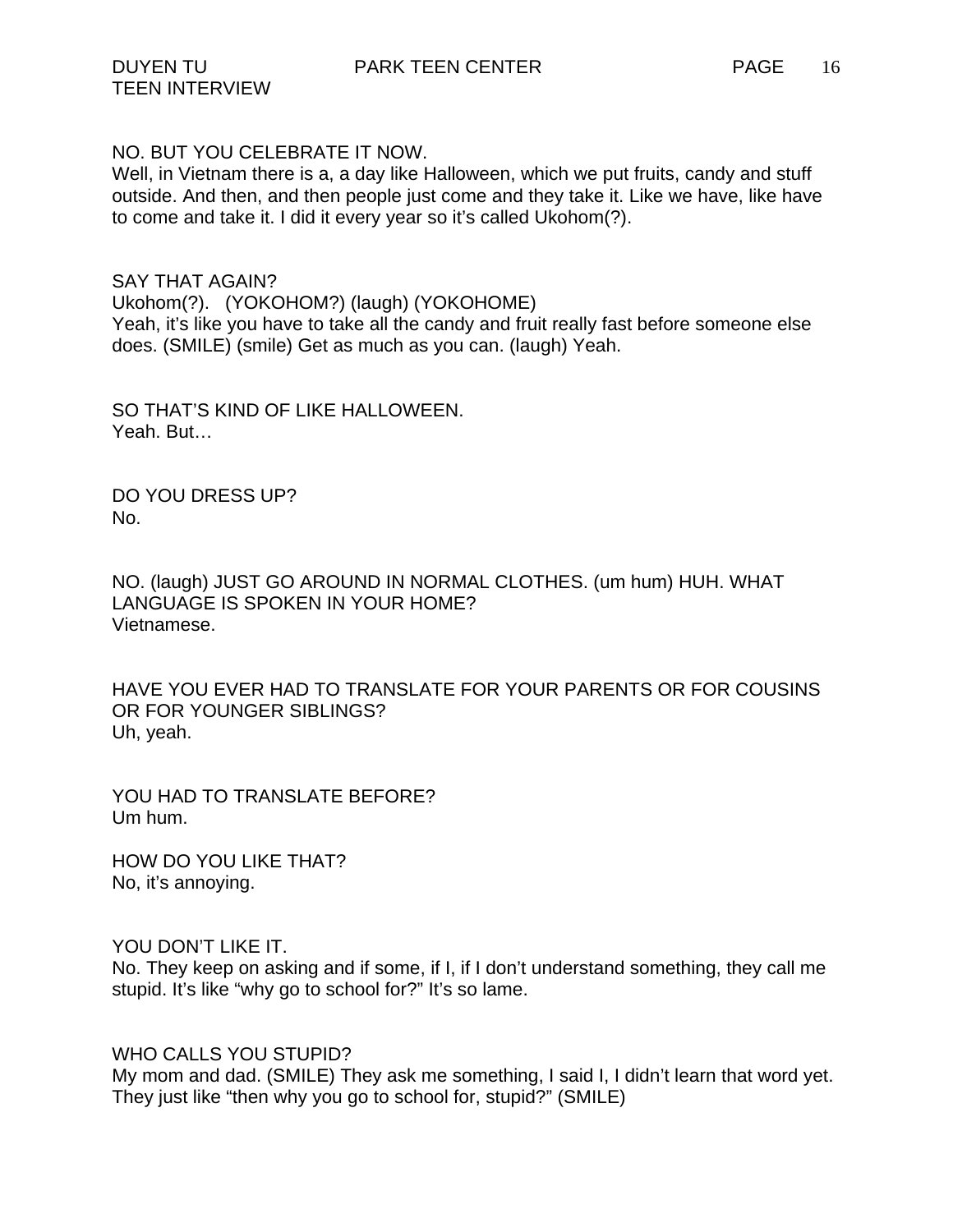NO. BUT YOU CELEBRATE IT NOW.
Well, in Vietnam there is a, a day like Halloween, which we put fruits, candy and stuff outside. And then, and then people just come and they take it. Like we have, like have to come and take it. I did it every year so it's called Ukohom(?).

SAY THAT AGAIN?
Ukohom(?). (YOKOHOM?) (laugh) (YOKOHOME)
Yeah, it's like you have to take all the candy and fruit really fast before someone else does. (SMILE) (smile) Get as much as you can. (laugh) Yeah.

SO THAT'S KIND OF LIKE HALLOWEEN.
Yeah. But…

DO YOU DRESS UP?
No.

NO. (laugh) JUST GO AROUND IN NORMAL CLOTHES. (um hum) HUH. WHAT LANGUAGE IS SPOKEN IN YOUR HOME?
Vietnamese.

HAVE YOU EVER HAD TO TRANSLATE FOR YOUR PARENTS OR FOR COUSINS OR FOR YOUNGER SIBLINGS?
Uh, yeah.

YOU HAD TO TRANSLATE BEFORE?
Um hum.

HOW DO YOU LIKE THAT?
No, it's annoying.

YOU DON'T LIKE IT.
No. They keep on asking and if some, if I, if I don't understand something, they call me stupid. It's like "why go to school for?" It's so lame.

WHO CALLS YOU STUPID?
My mom and dad. (SMILE) They ask me something, I said I, I didn't learn that word yet. They just like "then why you go to school for, stupid?" (SMILE)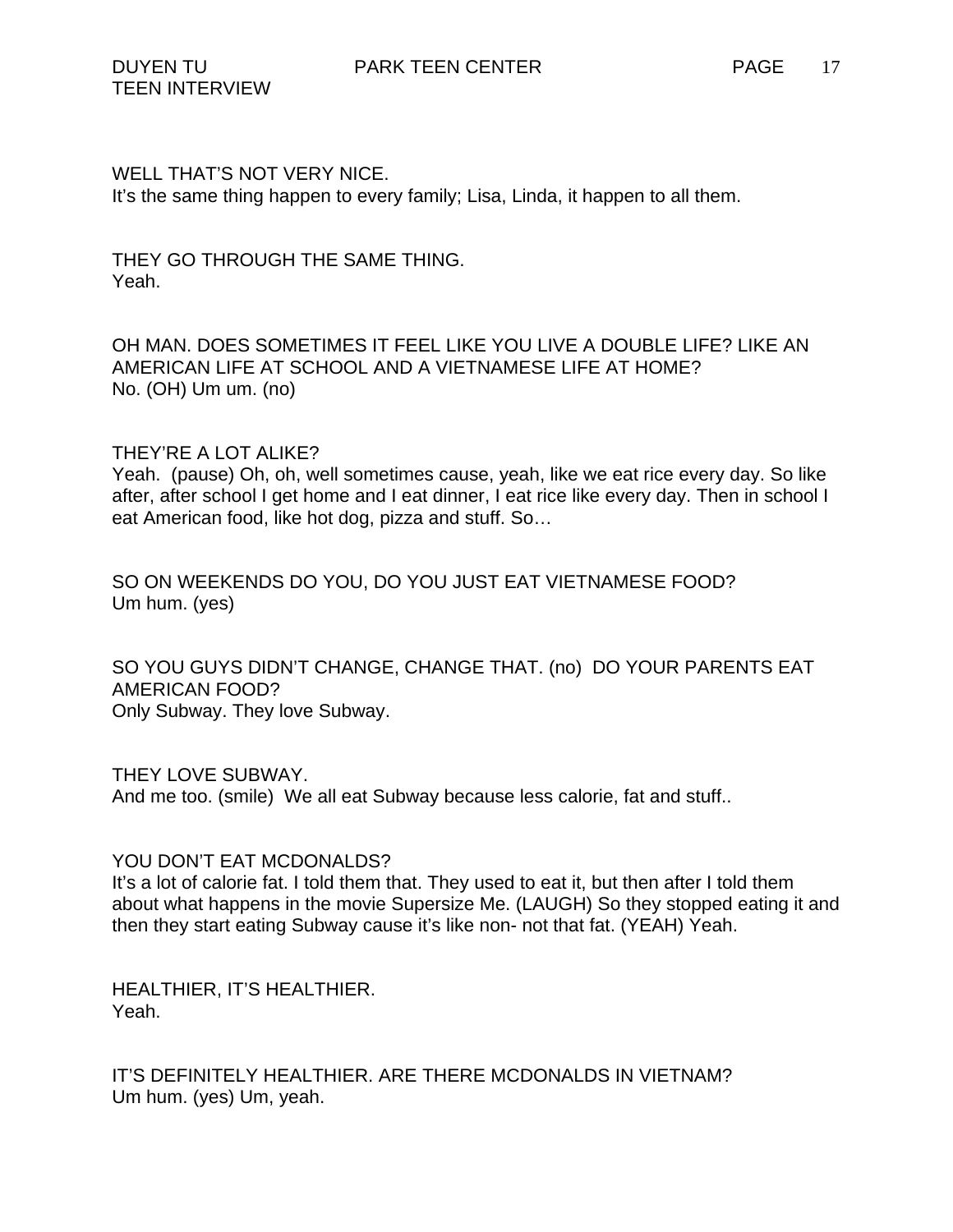WELL THAT'S NOT VERY NICE.
It's the same thing happen to every family; Lisa, Linda, it happen to all them.

THEY GO THROUGH THE SAME THING.
Yeah.

OH MAN. DOES SOMETIMES IT FEEL LIKE YOU LIVE A DOUBLE LIFE? LIKE AN AMERICAN LIFE AT SCHOOL AND A VIETNAMESE LIFE AT HOME?
No. (OH) Um um. (no)

THEY'RE A LOT ALIKE?
Yeah. (pause) Oh, oh, well sometimes cause, yeah, like we eat rice every day. So like after, after school I get home and I eat dinner, I eat rice like every day. Then in school I eat American food, like hot dog, pizza and stuff. So…

SO ON WEEKENDS DO YOU, DO YOU JUST EAT VIETNAMESE FOOD?
Um hum. (yes)

SO YOU GUYS DIDN'T CHANGE, CHANGE THAT. (no) DO YOUR PARENTS EAT AMERICAN FOOD?
Only Subway. They love Subway.

THEY LOVE SUBWAY.
And me too. (smile) We all eat Subway because less calorie, fat and stuff..

YOU DON'T EAT MCDONALDS?
It's a lot of calorie fat. I told them that. They used to eat it, but then after I told them about what happens in the movie Supersize Me. (LAUGH) So they stopped eating it and then they start eating Subway cause it's like non- not that fat. (YEAH) Yeah.

HEALTHIER, IT'S HEALTHIER.
Yeah.

IT'S DEFINITELY HEALTHIER. ARE THERE MCDONALDS IN VIETNAM?
Um hum. (yes) Um, yeah.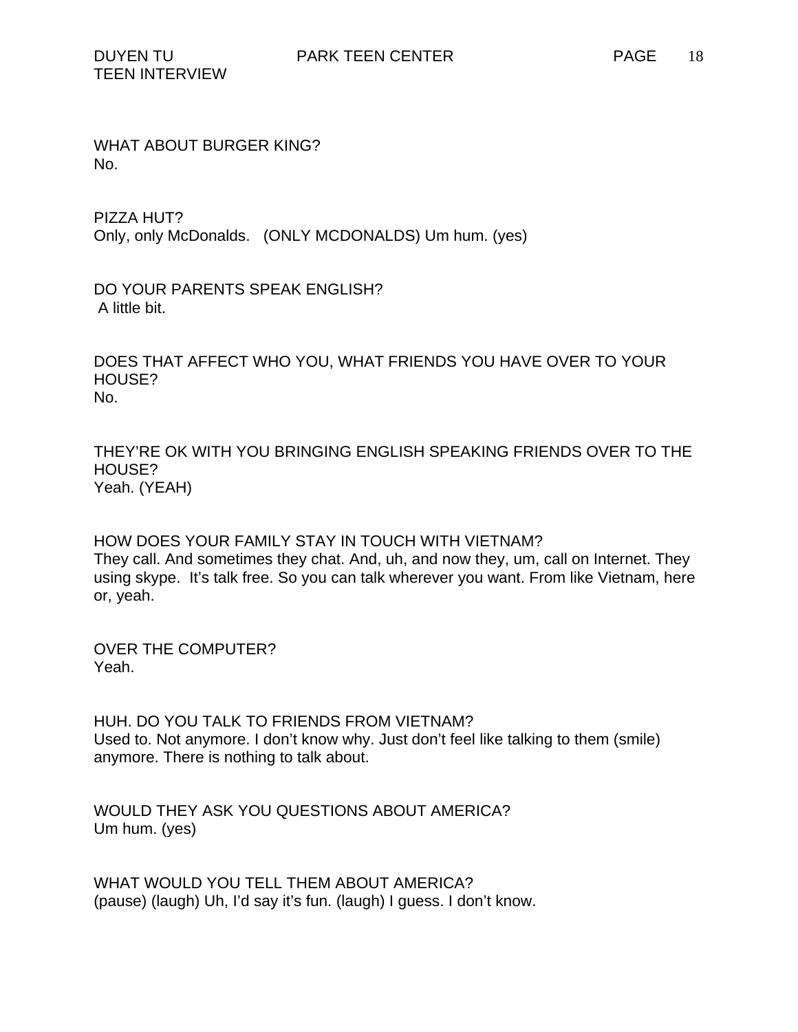WHAT ABOUT BURGER KING?
No.

PIZZA HUT?
Only, only McDonalds.   (ONLY MCDONALDS) Um hum. (yes)

DO YOUR PARENTS SPEAK ENGLISH?
A little bit.

DOES THAT AFFECT WHO YOU, WHAT FRIENDS YOU HAVE OVER TO YOUR HOUSE?
No.

THEY'RE OK WITH YOU BRINGING ENGLISH SPEAKING FRIENDS OVER TO THE HOUSE?
Yeah. (YEAH)

HOW DOES YOUR FAMILY STAY IN TOUCH WITH VIETNAM?
They call. And sometimes they chat. And, uh, and now they, um, call on Internet. They using skype.  It's talk free. So you can talk wherever you want. From like Vietnam, here or, yeah.

OVER THE COMPUTER?
Yeah.

HUH. DO YOU TALK TO FRIENDS FROM VIETNAM?
Used to. Not anymore. I don't know why. Just don't feel like talking to them (smile) anymore. There is nothing to talk about.

WOULD THEY ASK YOU QUESTIONS ABOUT AMERICA?
Um hum. (yes)

WHAT WOULD YOU TELL THEM ABOUT AMERICA?
(pause) (laugh) Uh, I'd say it's fun. (laugh) I guess. I don't know.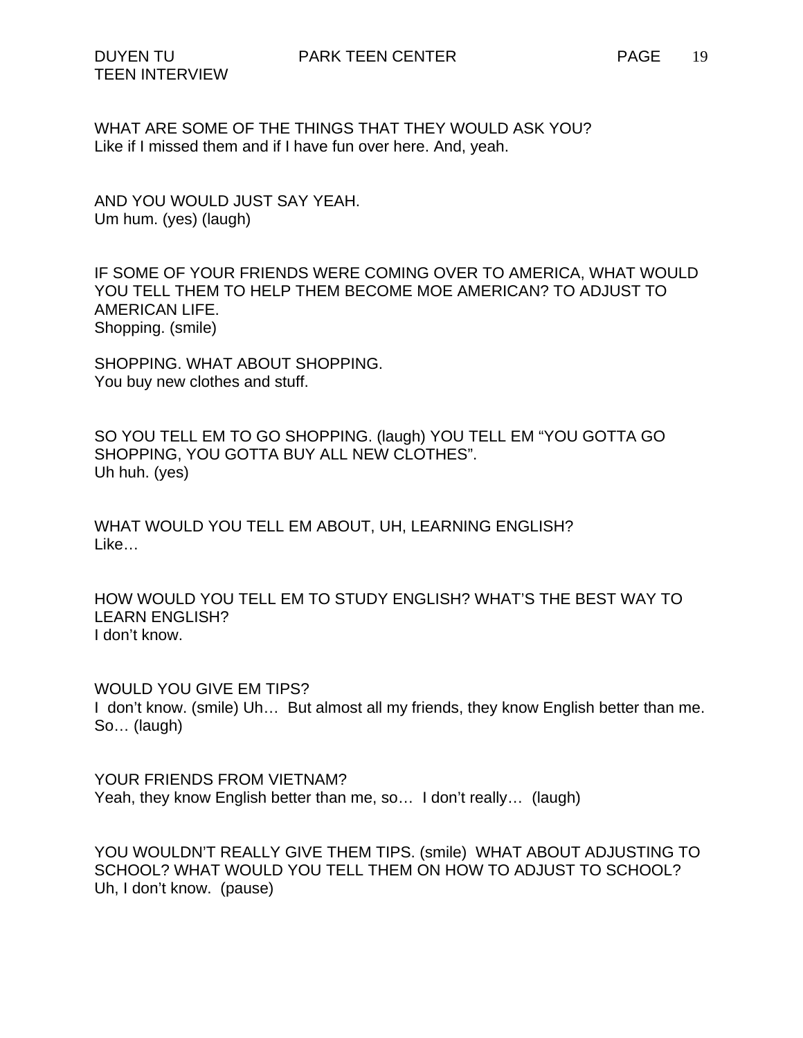WHAT ARE SOME OF THE THINGS THAT THEY WOULD ASK YOU?
Like if I missed them and if I have fun over here. And, yeah.

AND YOU WOULD JUST SAY YEAH.
Um hum. (yes) (laugh)

IF SOME OF YOUR FRIENDS WERE COMING OVER TO AMERICA, WHAT WOULD YOU TELL THEM TO HELP THEM BECOME MOE AMERICAN? TO ADJUST TO AMERICAN LIFE.
Shopping. (smile)

SHOPPING. WHAT ABOUT SHOPPING.
You buy new clothes and stuff.

SO YOU TELL EM TO GO SHOPPING. (laugh) YOU TELL EM "YOU GOTTA GO SHOPPING, YOU GOTTA BUY ALL NEW CLOTHES".
Uh huh. (yes)

WHAT WOULD YOU TELL EM ABOUT, UH, LEARNING ENGLISH?
Like…

HOW WOULD YOU TELL EM TO STUDY ENGLISH? WHAT'S THE BEST WAY TO LEARN ENGLISH?
I don't know.

WOULD YOU GIVE EM TIPS?
I don't know. (smile) Uh… But almost all my friends, they know English better than me. So… (laugh)

YOUR FRIENDS FROM VIETNAM?
Yeah, they know English better than me, so… I don't really… (laugh)

YOU WOULDN'T REALLY GIVE THEM TIPS. (smile) WHAT ABOUT ADJUSTING TO SCHOOL? WHAT WOULD YOU TELL THEM ON HOW TO ADJUST TO SCHOOL?
Uh, I don't know. (pause)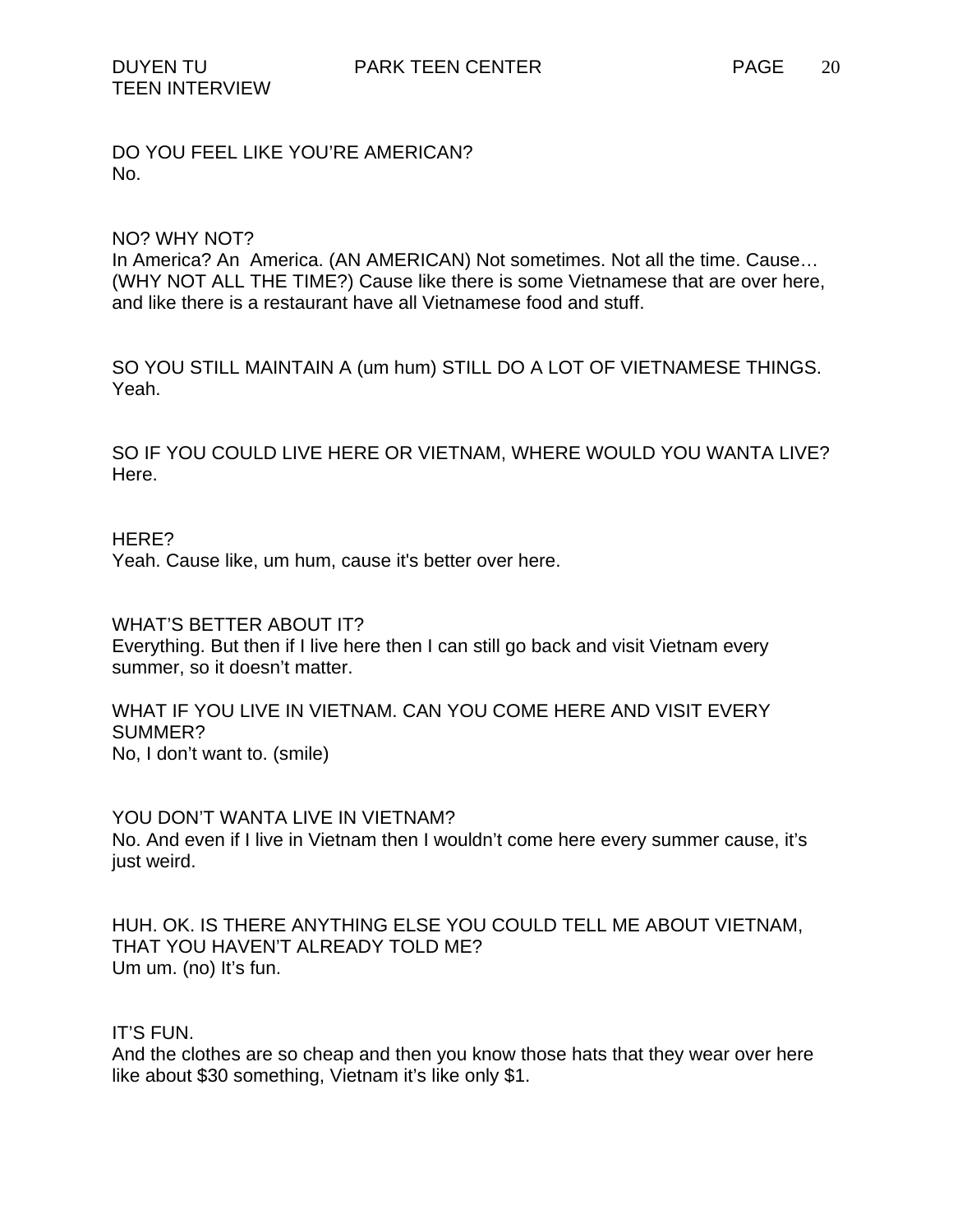DO YOU FEEL LIKE YOU'RE AMERICAN?
No.

NO? WHY NOT?
In America? An America. (AN AMERICAN) Not sometimes. Not all the time. Cause… (WHY NOT ALL THE TIME?) Cause like there is some Vietnamese that are over here, and like there is a restaurant have all Vietnamese food and stuff.

SO YOU STILL MAINTAIN A (um hum) STILL DO A LOT OF VIETNAMESE THINGS.
Yeah.

SO IF YOU COULD LIVE HERE OR VIETNAM, WHERE WOULD YOU WANTA LIVE?
Here.

HERE?
Yeah. Cause like, um hum, cause it's better over here.

WHAT'S BETTER ABOUT IT?
Everything. But then if I live here then I can still go back and visit Vietnam every summer, so it doesn't matter.

WHAT IF YOU LIVE IN VIETNAM. CAN YOU COME HERE AND VISIT EVERY SUMMER?
No, I don't want to. (smile)

YOU DON'T WANTA LIVE IN VIETNAM?
No. And even if I live in Vietnam then I wouldn't come here every summer cause, it's just weird.

HUH. OK. IS THERE ANYTHING ELSE YOU COULD TELL ME ABOUT VIETNAM, THAT YOU HAVEN'T ALREADY TOLD ME?
Um um. (no) It's fun.

IT'S FUN.
And the clothes are so cheap and then you know those hats that they wear over here like about $30 something, Vietnam it's like only $1.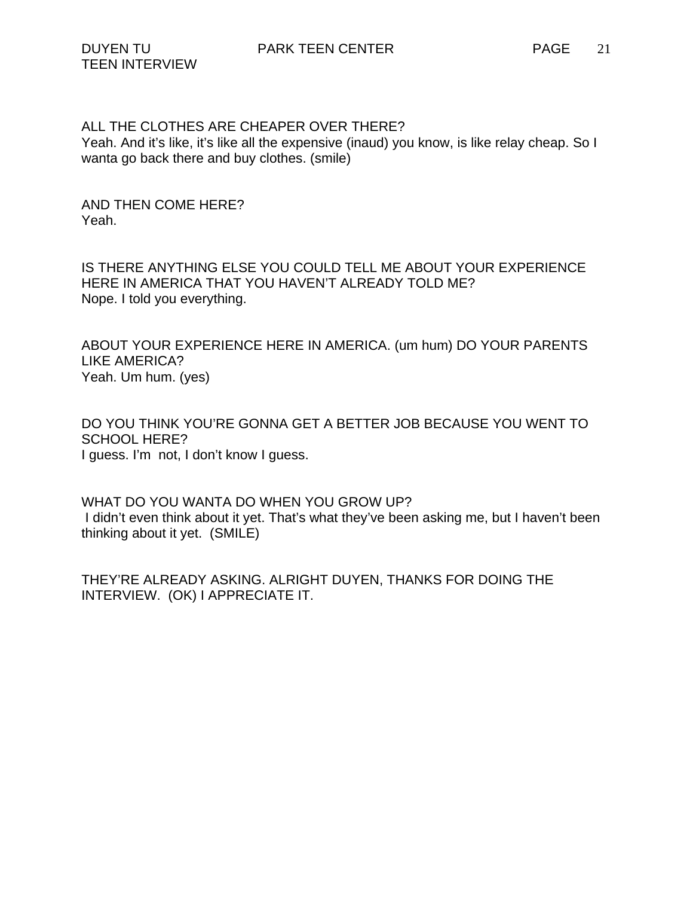ALL THE CLOTHES ARE CHEAPER OVER THERE?
Yeah. And it's like, it's like all the expensive (inaud) you know, is like relay cheap. So I wanta go back there and buy clothes. (smile)

AND THEN COME HERE?
Yeah.

IS THERE ANYTHING ELSE YOU COULD TELL ME ABOUT YOUR EXPERIENCE HERE IN AMERICA THAT YOU HAVEN'T ALREADY TOLD ME?
Nope. I told you everything.

ABOUT YOUR EXPERIENCE HERE IN AMERICA. (um hum) DO YOUR PARENTS LIKE AMERICA?
Yeah. Um hum. (yes)

DO YOU THINK YOU'RE GONNA GET A BETTER JOB BECAUSE YOU WENT TO SCHOOL HERE?
I guess. I'm not, I don't know I guess.

WHAT DO YOU WANTA DO WHEN YOU GROW UP?
I didn't even think about it yet. That's what they've been asking me, but I haven't been thinking about it yet. (SMILE)

THEY'RE ALREADY ASKING. ALRIGHT DUYEN, THANKS FOR DOING THE INTERVIEW. (OK) I APPRECIATE IT.